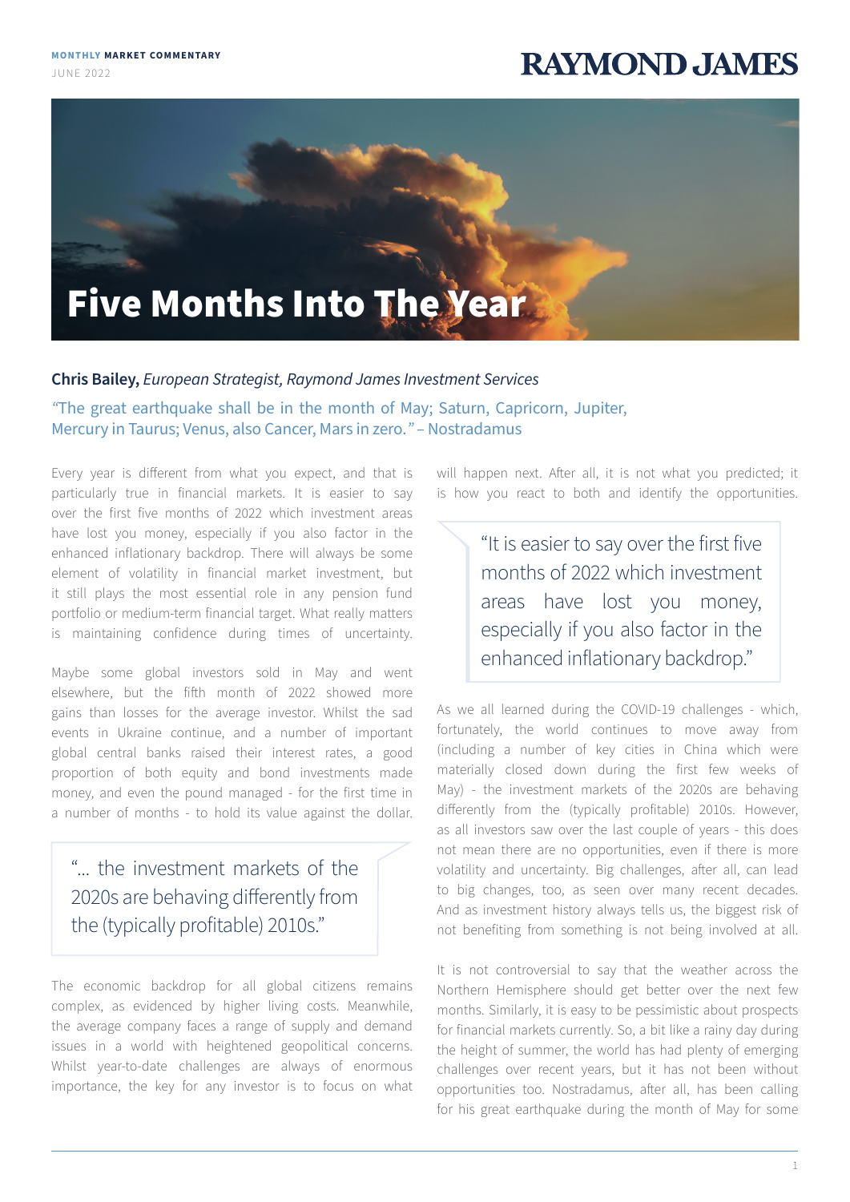**MONTHLY MARKET COMMENTARY**
JUNE 2022

RAYMOND JAMES

# Five Months Into The Year

**Chris Bailey,** *European Strategist, Raymond James Investment Services*

"The great earthquake shall be in the month of May; Saturn, Capricorn, Jupiter, Mercury in Taurus; Venus, also Cancer, Mars in zero." – Nostradamus

Every year is different from what you expect, and that is particularly true in financial markets. It is easier to say over the first five months of 2022 which investment areas have lost you money, especially if you also factor in the enhanced inflationary backdrop. There will always be some element of volatility in financial market investment, but it still plays the most essential role in any pension fund portfolio or medium-term financial target. What really matters is maintaining confidence during times of uncertainty.

Maybe some global investors sold in May and went elsewhere, but the fifth month of 2022 showed more gains than losses for the average investor. Whilst the sad events in Ukraine continue, and a number of important global central banks raised their interest rates, a good proportion of both equity and bond investments made money, and even the pound managed - for the first time in a number of months - to hold its value against the dollar.

> "... the investment markets of the 2020s are behaving differently from the (typically profitable) 2010s."

The economic backdrop for all global citizens remains complex, as evidenced by higher living costs. Meanwhile, the average company faces a range of supply and demand issues in a world with heightened geopolitical concerns. Whilst year-to-date challenges are always of enormous importance, the key for any investor is to focus on what will happen next. After all, it is not what you predicted; it is how you react to both and identify the opportunities.

> "It is easier to say over the first five months of 2022 which investment areas have lost you money, especially if you also factor in the enhanced inflationary backdrop."

As we all learned during the COVID-19 challenges - which, fortunately, the world continues to move away from (including a number of key cities in China which were materially closed down during the first few weeks of May) - the investment markets of the 2020s are behaving differently from the (typically profitable) 2010s. However, as all investors saw over the last couple of years - this does not mean there are no opportunities, even if there is more volatility and uncertainty. Big challenges, after all, can lead to big changes, too, as seen over many recent decades. And as investment history always tells us, the biggest risk of not benefiting from something is not being involved at all.

It is not controversial to say that the weather across the Northern Hemisphere should get better over the next few months. Similarly, it is easy to be pessimistic about prospects for financial markets currently. So, a bit like a rainy day during the height of summer, the world has had plenty of emerging challenges over recent years, but it has not been without opportunities too. Nostradamus, after all, has been calling for his great earthquake during the month of May for some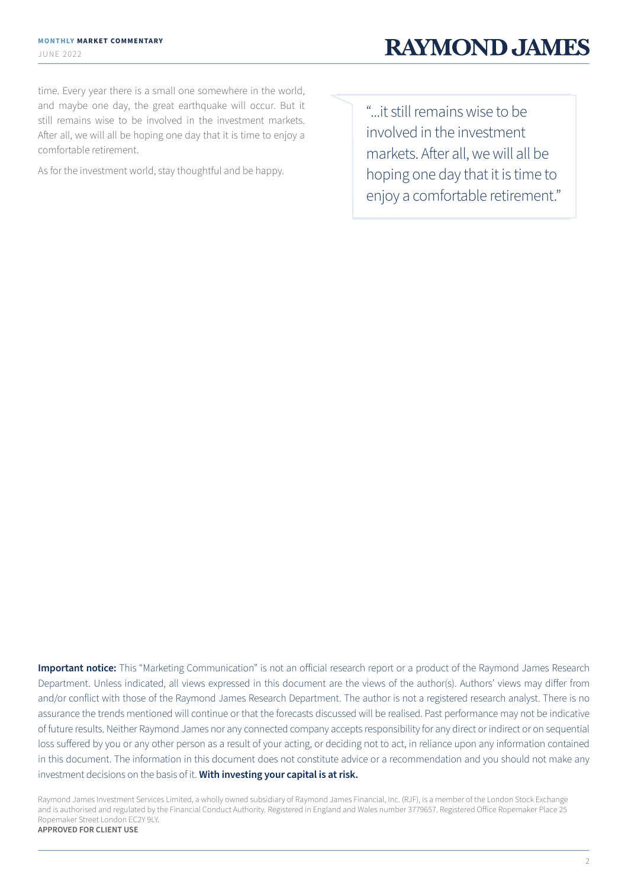time. Every year there is a small one somewhere in the world, and maybe one day, the great earthquake will occur. But it still remains wise to be involved in the investment markets. After all, we will all be hoping one day that it is time to enjoy a comfortable retirement.

As for the investment world, stay thoughtful and be happy.

> "...it still remains wise to be involved in the investment markets. After all, we will all be hoping one day that it is time to enjoy a comfortable retirement."

**Important notice:** This "Marketing Communication" is not an official research report or a product of the Raymond James Research Department. Unless indicated, all views expressed in this document are the views of the author(s). Authors' views may differ from and/or conflict with those of the Raymond James Research Department. The author is not a registered research analyst. There is no assurance the trends mentioned will continue or that the forecasts discussed will be realised. Past performance may not be indicative of future results. Neither Raymond James nor any connected company accepts responsibility for any direct or indirect or on sequential loss suffered by you or any other person as a result of your acting, or deciding not to act, in reliance upon any information contained in this document. The information in this document does not constitute advice or a recommendation and you should not make any investment decisions on the basis of it. **With investing your capital is at risk.**

Raymond James Investment Services Limited, a wholly owned subsidiary of Raymond James Financial, Inc. (RJF), is a member of the London Stock Exchange and is authorised and regulated by the Financial Conduct Authority. Registered in England and Wales number 3779657. Registered Office Ropemaker Place 25 Ropemaker Street London EC2Y 9LY.

**APPROVED FOR CLIENT USE**